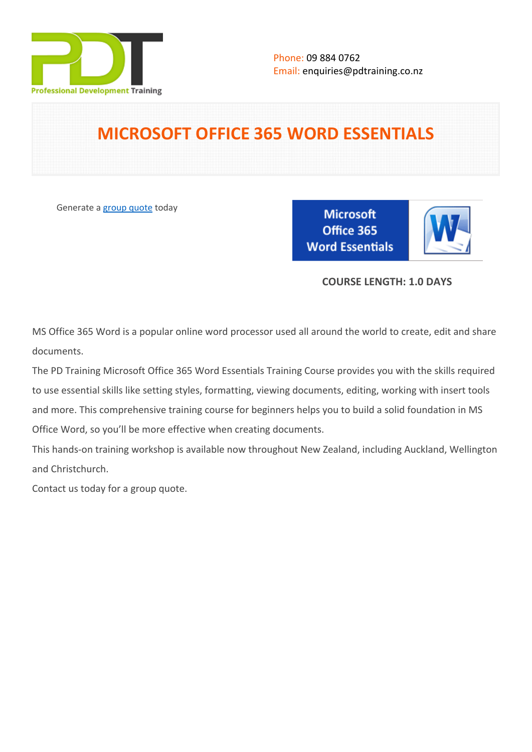Phone: 09 884 0762
Email: enquiries@pdtraining.co.nz

# MICROSOFT OFFICE 365 WORD ESSENTIALS

Generate a group quote today

**COURSE LENGTH: 1.0 DAYS**

MS Office 365 Word is a popular online word processor used all around the world to create, edit and share documents.

The PD Training Microsoft Office 365 Word Essentials Training Course provides you with the skills required to use essential skills like setting styles, formatting, viewing documents, editing, working with insert tools and more. This comprehensive training course for beginners helps you to build a solid foundation in MS Office Word, so you'll be more effective when creating documents.

This hands-on training workshop is available now throughout New Zealand, including Auckland, Wellington and Christchurch.

Contact us today for a group quote.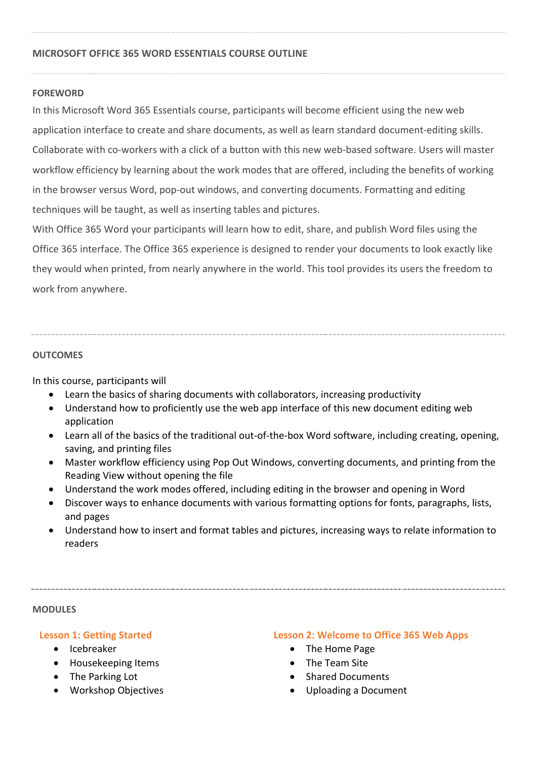# MICROSOFT OFFICE 365 WORD ESSENTIALS COURSE OUTLINE

## FOREWORD

In this Microsoft Word 365 Essentials course, participants will become efficient using the new web application interface to create and share documents, as well as learn standard document-editing skills. Collaborate with co-workers with a click of a button with this new web-based software. Users will master workflow efficiency by learning about the work modes that are offered, including the benefits of working in the browser versus Word, pop-out windows, and converting documents. Formatting and editing techniques will be taught, as well as inserting tables and pictures.

With Office 365 Word your participants will learn how to edit, share, and publish Word files using the Office 365 interface. The Office 365 experience is designed to render your documents to look exactly like they would when printed, from nearly anywhere in the world. This tool provides its users the freedom to work from anywhere.

## OUTCOMES

In this course, participants will

- Learn the basics of sharing documents with collaborators, increasing productivity
- Understand how to proficiently use the web app interface of this new document editing web application
- Learn all of the basics of the traditional out-of-the-box Word software, including creating, opening, saving, and printing files
- Master workflow efficiency using Pop Out Windows, converting documents, and printing from the Reading View without opening the file
- Understand the work modes offered, including editing in the browser and opening in Word
- Discover ways to enhance documents with various formatting options for fonts, paragraphs, lists, and pages
- Understand how to insert and format tables and pictures, increasing ways to relate information to readers

## MODULES

### Lesson 1: Getting Started

- Icebreaker
- Housekeeping Items
- The Parking Lot
- Workshop Objectives

### Lesson 2: Welcome to Office 365 Web Apps

- The Home Page
- The Team Site
- Shared Documents
- Uploading a Document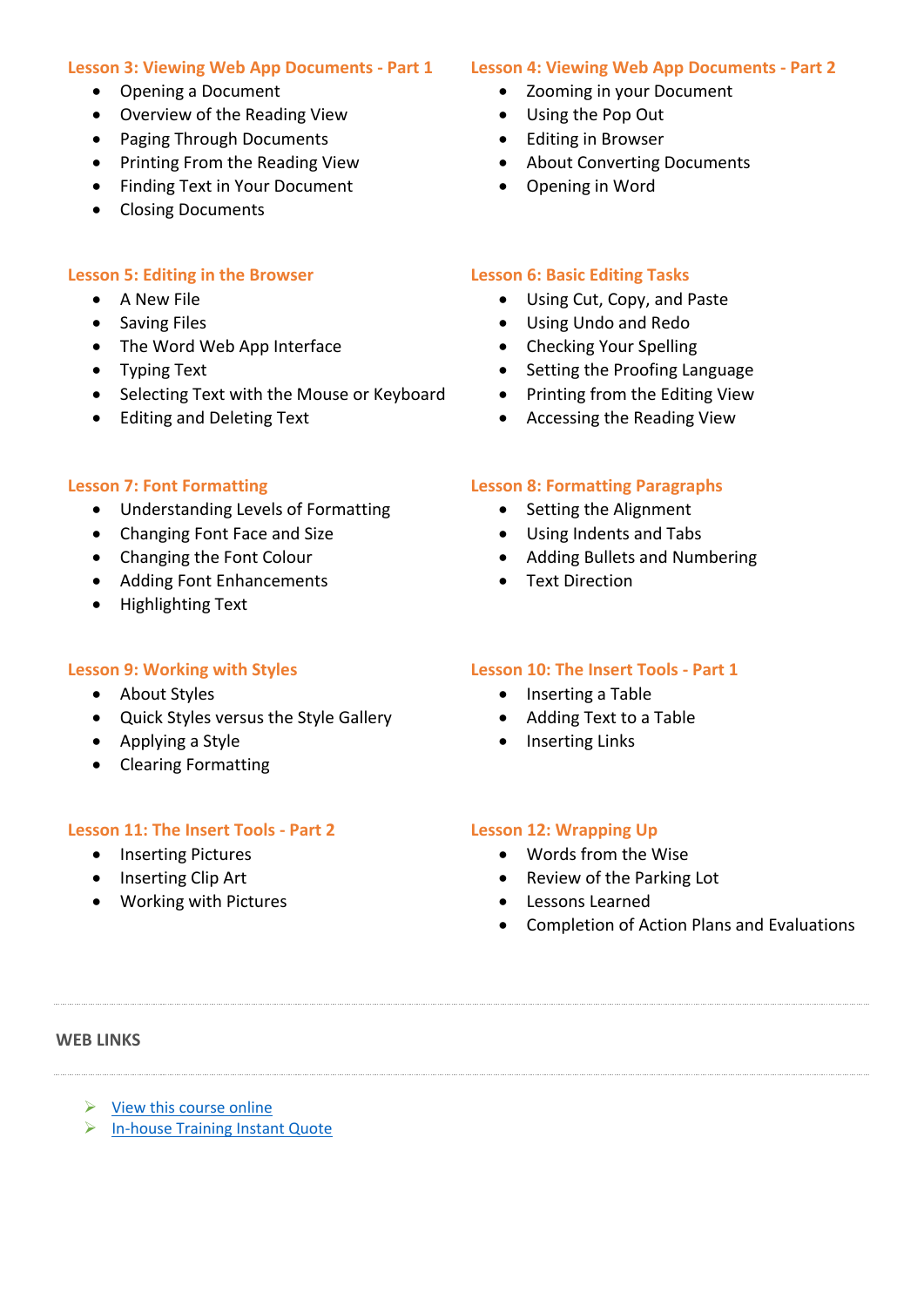### Lesson 3: Viewing Web App Documents - Part 1

- Opening a Document
- Overview of the Reading View
- Paging Through Documents
- Printing From the Reading View
- Finding Text in Your Document
- Closing Documents

### Lesson 4: Viewing Web App Documents - Part 2

- Zooming in your Document
- Using the Pop Out
- Editing in Browser
- About Converting Documents
- Opening in Word

### Lesson 5: Editing in the Browser

- A New File
- Saving Files
- The Word Web App Interface
- Typing Text
- Selecting Text with the Mouse or Keyboard
- Editing and Deleting Text

### Lesson 6: Basic Editing Tasks

- Using Cut, Copy, and Paste
- Using Undo and Redo
- Checking Your Spelling
- Setting the Proofing Language
- Printing from the Editing View
- Accessing the Reading View

### Lesson 7: Font Formatting

- Understanding Levels of Formatting
- Changing Font Face and Size
- Changing the Font Colour
- Adding Font Enhancements
- Highlighting Text

### Lesson 8: Formatting Paragraphs

- Setting the Alignment
- Using Indents and Tabs
- Adding Bullets and Numbering
- Text Direction

### Lesson 9: Working with Styles

- About Styles
- Quick Styles versus the Style Gallery
- Applying a Style
- Clearing Formatting

### Lesson 10: The Insert Tools - Part 1

- Inserting a Table
- Adding Text to a Table
- Inserting Links

### Lesson 11: The Insert Tools - Part 2

- Inserting Pictures
- Inserting Clip Art
- Working with Pictures

### Lesson 12: Wrapping Up

- Words from the Wise
- Review of the Parking Lot
- Lessons Learned
- Completion of Action Plans and Evaluations

---

**WEB LINKS**

---

- View this course online
- In-house Training Instant Quote